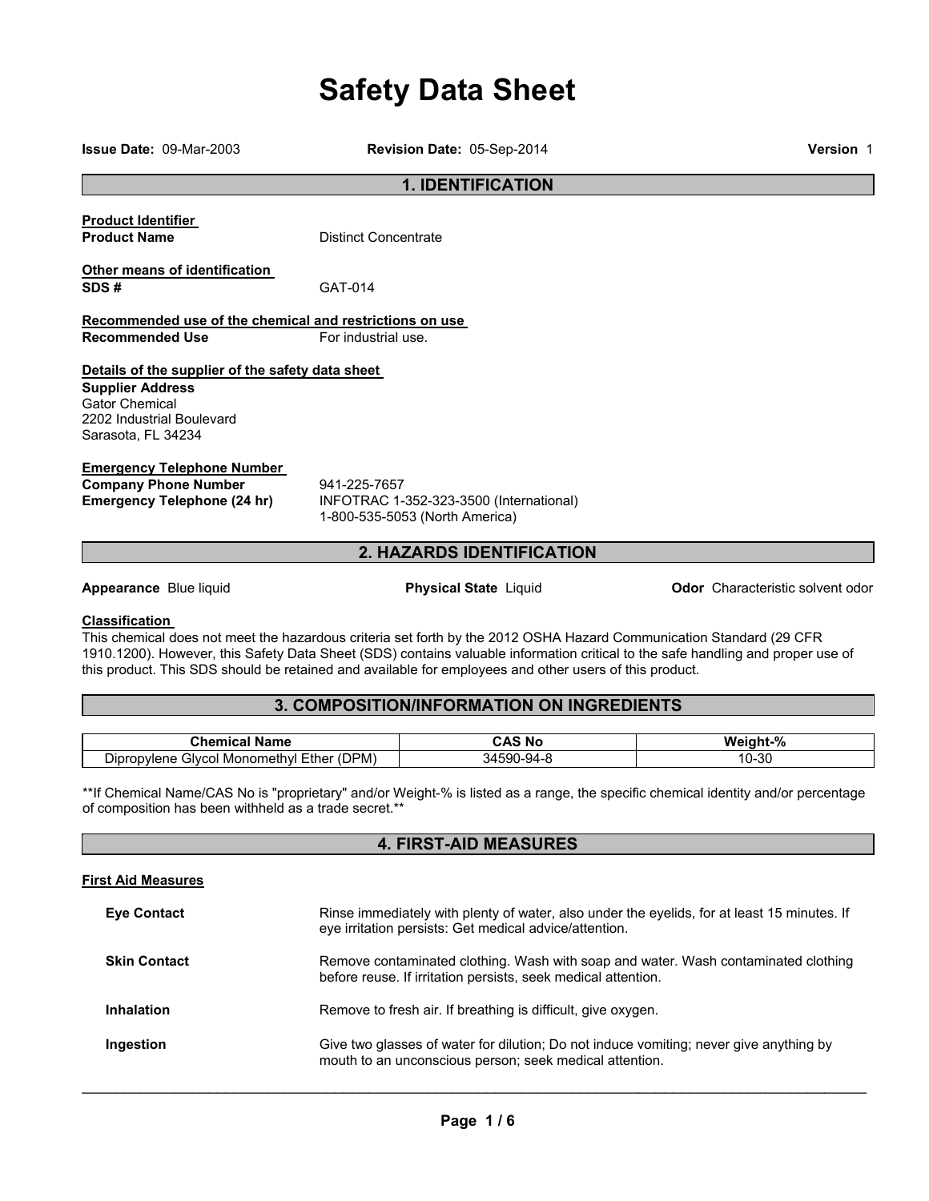# Safety Data Sheet

**Issue Date:** 09-Mar-2003 **Revision Date:** 05-Sep-2014 **Version** 1

## 1. IDENTIFICATION

**Product Identifier**

**Product Name** Distinct Concentrate

**Other means of identification**

**SDS #** GAT-014

**Recommended use of the chemical and restrictions on use**

**Recommended Use** For industrial use.

**Details of the supplier of the safety data sheet**

**Supplier Address**
Gator Chemical
2202 Industrial Boulevard
Sarasota, FL 34234

**Emergency Telephone Number**

**Company Phone Number** 941-225-7657

**Emergency Telephone (24 hr)** INFOTRAC 1-352-323-3500 (International)
1-800-535-5053 (North America)

## 2. HAZARDS IDENTIFICATION

**Appearance** Blue liquid **Physical State** Liquid **Odor** Characteristic solvent odor

**Classification**

This chemical does not meet the hazardous criteria set forth by the 2012 OSHA Hazard Communication Standard (29 CFR 1910.1200). However, this Safety Data Sheet (SDS) contains valuable information critical to the safe handling and proper use of this product. This SDS should be retained and available for employees and other users of this product.

## 3. COMPOSITION/INFORMATION ON INGREDIENTS

| Chemical Name | CAS No | Weight-% |
|---|---|---|
| Dipropylene Glycol Monomethyl Ether (DPM) | 34590-94-8 | 10-30 |

**If Chemical Name/CAS No is "proprietary" and/or Weight-% is listed as a range, the specific chemical identity and/or percentage of composition has been withheld as a trade secret.**

## 4. FIRST-AID MEASURES

**First Aid Measures**

**Eye Contact** Rinse immediately with plenty of water, also under the eyelids, for at least 15 minutes. If eye irritation persists: Get medical advice/attention.

**Skin Contact** Remove contaminated clothing. Wash with soap and water. Wash contaminated clothing before reuse. If irritation persists, seek medical attention.

**Inhalation** Remove to fresh air. If breathing is difficult, give oxygen.

**Ingestion** Give two glasses of water for dilution; Do not induce vomiting; never give anything by mouth to an unconscious person; seek medical attention.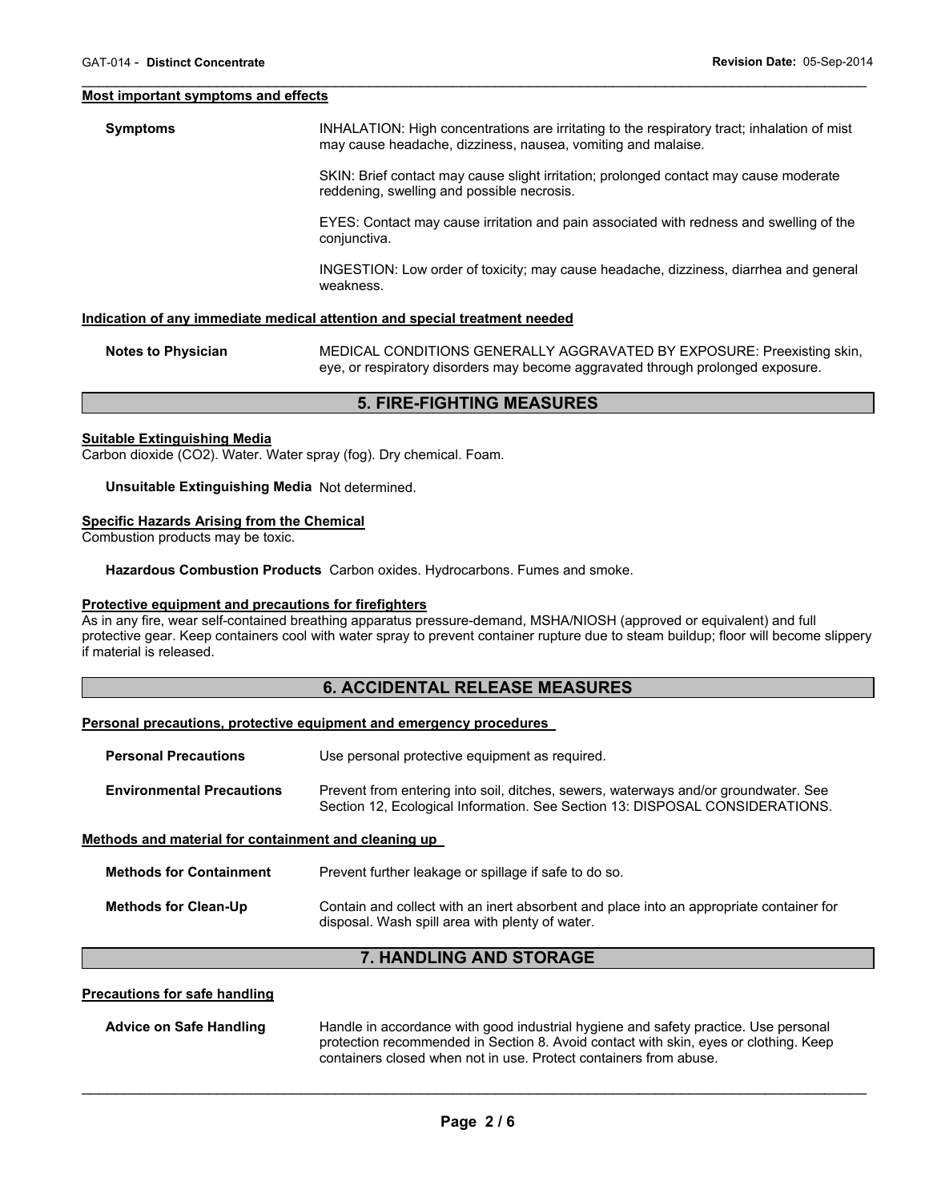#### Most important symptoms and effects

**Symptoms**

INHALATION: High concentrations are irritating to the respiratory tract; inhalation of mist may cause headache, dizziness, nausea, vomiting and malaise.

SKIN: Brief contact may cause slight irritation; prolonged contact may cause moderate reddening, swelling and possible necrosis.

EYES: Contact may cause irritation and pain associated with redness and swelling of the conjunctiva.

INGESTION: Low order of toxicity; may cause headache, dizziness, diarrhea and general weakness.

#### Indication of any immediate medical attention and special treatment needed

**Notes to Physician**

MEDICAL CONDITIONS GENERALLY AGGRAVATED BY EXPOSURE: Preexisting skin, eye, or respiratory disorders may become aggravated through prolonged exposure.

## 5. FIRE-FIGHTING MEASURES

#### Suitable Extinguishing Media

Carbon dioxide ($CO_2$). Water. Water spray (fog). Dry chemical. Foam.

**Unsuitable Extinguishing Media** Not determined.

#### Specific Hazards Arising from the Chemical

Combustion products may be toxic.

**Hazardous Combustion Products** Carbon oxides. Hydrocarbons. Fumes and smoke.

#### Protective equipment and precautions for firefighters

As in any fire, wear self-contained breathing apparatus pressure-demand, MSHA/NIOSH (approved or equivalent) and full protective gear. Keep containers cool with water spray to prevent container rupture due to steam buildup; floor will become slippery if material is released.

## 6. ACCIDENTAL RELEASE MEASURES

#### Personal precautions, protective equipment and emergency procedures

**Personal Precautions**

Use personal protective equipment as required.

**Environmental Precautions**

Prevent from entering into soil, ditches, sewers, waterways and/or groundwater. See Section 12, Ecological Information. See Section 13: DISPOSAL CONSIDERATIONS.

#### Methods and material for containment and cleaning up

**Methods for Containment**

Prevent further leakage or spillage if safe to do so.

**Methods for Clean-Up**

Contain and collect with an inert absorbent and place into an appropriate container for disposal. Wash spill area with plenty of water.

## 7. HANDLING AND STORAGE

#### Precautions for safe handling

**Advice on Safe Handling**

Handle in accordance with good industrial hygiene and safety practice. Use personal protection recommended in Section 8. Avoid contact with skin, eyes or clothing. Keep containers closed when not in use. Protect containers from abuse.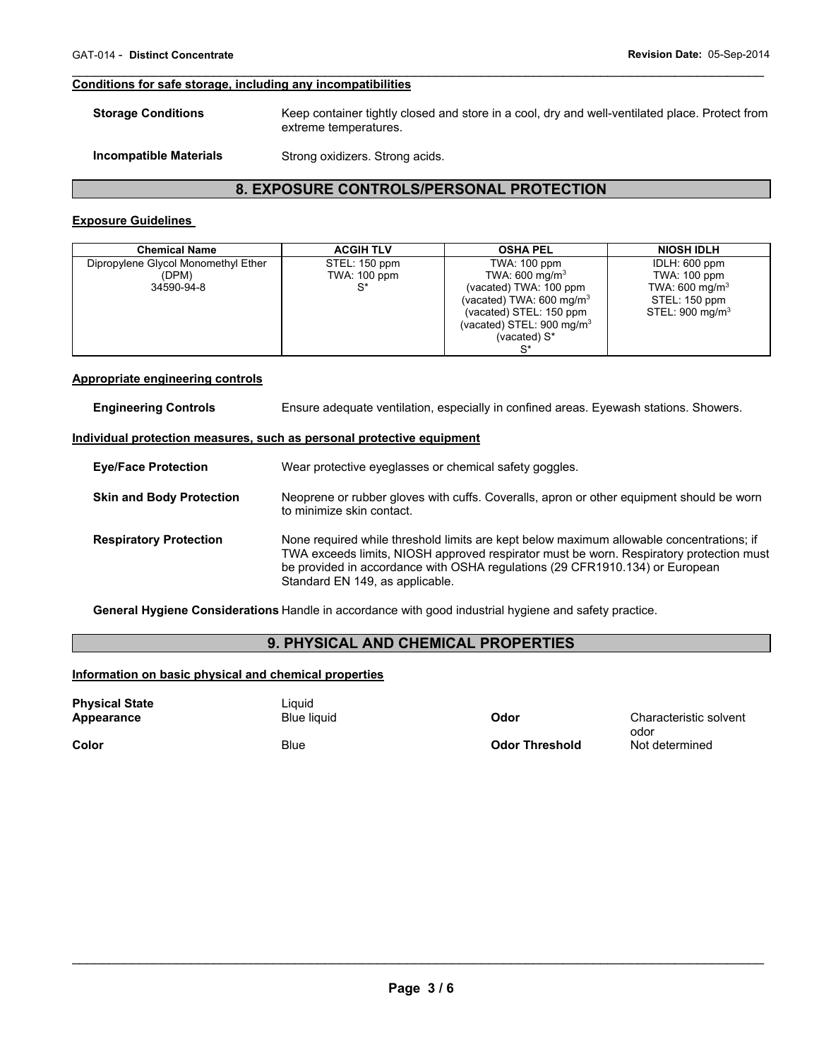#### Conditions for safe storage, including any incompatibilities

**Storage Conditions** Keep container tightly closed and store in a cool, dry and well-ventilated place. Protect from extreme temperatures.

**Incompatible Materials** Strong oxidizers. Strong acids.

## 8. EXPOSURE CONTROLS/PERSONAL PROTECTION

#### Exposure Guidelines

| Chemical Name | ACGIH TLV | OSHA PEL | NIOSH IDLH |
|---|---|---|---|
| Dipropylene Glycol Monomethyl Ether (DPM) 34590-94-8 | STEL: 150 ppm<br>TWA: 100 ppm<br>S* | TWA: 100 ppm<br>TWA: 600 mg/m$^3$<br>(vacated) TWA: 100 ppm<br>(vacated) TWA: 600 mg/m$^3$<br>(vacated) STEL: 150 ppm<br>(vacated) STEL: 900 mg/m$^3$<br>(vacated) S*<br>S* | IDLH: 600 ppm<br>TWA: 100 ppm<br>TWA: 600 mg/m$^3$<br>STEL: 150 ppm<br>STEL: 900 mg/m$^3$ |

#### Appropriate engineering controls

**Engineering Controls** Ensure adequate ventilation, especially in confined areas. Eyewash stations. Showers.

#### Individual protection measures, such as personal protective equipment

**Eye/Face Protection** Wear protective eyeglasses or chemical safety goggles.

**Skin and Body Protection** Neoprene or rubber gloves with cuffs. Coveralls, apron or other equipment should be worn to minimize skin contact.

**Respiratory Protection** None required while threshold limits are kept below maximum allowable concentrations; if TWA exceeds limits, NIOSH approved respirator must be worn. Respiratory protection must be provided in accordance with OSHA regulations (29 CFR1910.134) or European Standard EN 149, as applicable.

**General Hygiene Considerations** Handle in accordance with good industrial hygiene and safety practice.

## 9. PHYSICAL AND CHEMICAL PROPERTIES

#### Information on basic physical and chemical properties

**Physical State** Liquid
**Appearance** Blue liquid
**Odor** Characteristic solvent odor
**Color** Blue
**Odor Threshold** Not determined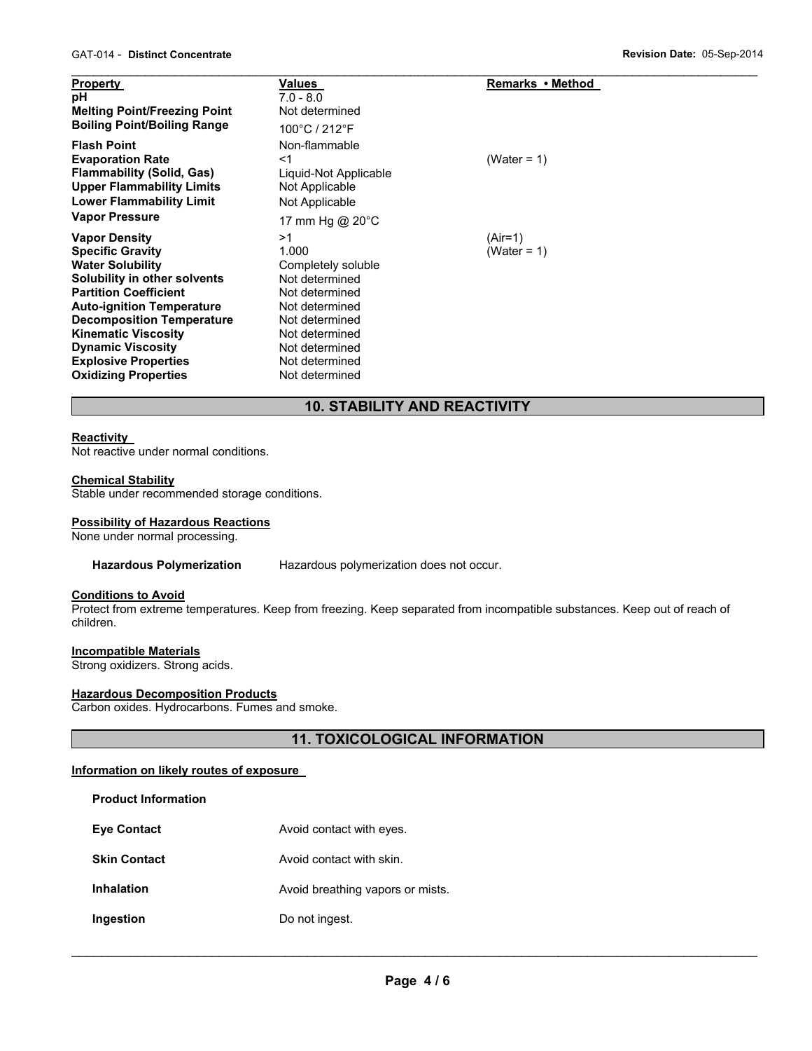| Property | Values | Remarks • Method |
| --- | --- | --- |
| **pH** | 7.0 - 8.0 | |
| **Melting Point/Freezing Point** | Not determined | |
| **Boiling Point/Boiling Range** | 100°C / 212°F | |
| **Flash Point** | Non-flammable | |
| **Evaporation Rate** | <1 | (Water = 1) |
| **Flammability (Solid, Gas)** | Liquid-Not Applicable | |
| **Upper Flammability Limits** | Not Applicable | |
| **Lower Flammability Limit** | Not Applicable | |
| **Vapor Pressure** | 17 mm Hg @ 20°C | |
| **Vapor Density** | >1 | (Air=1) |
| **Specific Gravity** | 1.000 | (Water = 1) |
| **Water Solubility** | Completely soluble | |
| **Solubility in other solvents** | Not determined | |
| **Partition Coefficient** | Not determined | |
| **Auto-ignition Temperature** | Not determined | |
| **Decomposition Temperature** | Not determined | |
| **Kinematic Viscosity** | Not determined | |
| **Dynamic Viscosity** | Not determined | |
| **Explosive Properties** | Not determined | |
| **Oxidizing Properties** | Not determined | |

## 10. STABILITY AND REACTIVITY

**Reactivity**

Not reactive under normal conditions.

**Chemical Stability**

Stable under recommended storage conditions.

**Possibility of Hazardous Reactions**

None under normal processing.

**Hazardous Polymerization** Hazardous polymerization does not occur.

**Conditions to Avoid**

Protect from extreme temperatures. Keep from freezing. Keep separated from incompatible substances. Keep out of reach of children.

**Incompatible Materials**

Strong oxidizers. Strong acids.

**Hazardous Decomposition Products**

Carbon oxides. Hydrocarbons. Fumes and smoke.

## 11. TOXICOLOGICAL INFORMATION

**Information on likely routes of exposure**

**Product Information**

| | |
| --- | --- |
| **Eye Contact** | Avoid contact with eyes. |
| **Skin Contact** | Avoid contact with skin. |
| **Inhalation** | Avoid breathing vapors or mists. |
| **Ingestion** | Do not ingest. |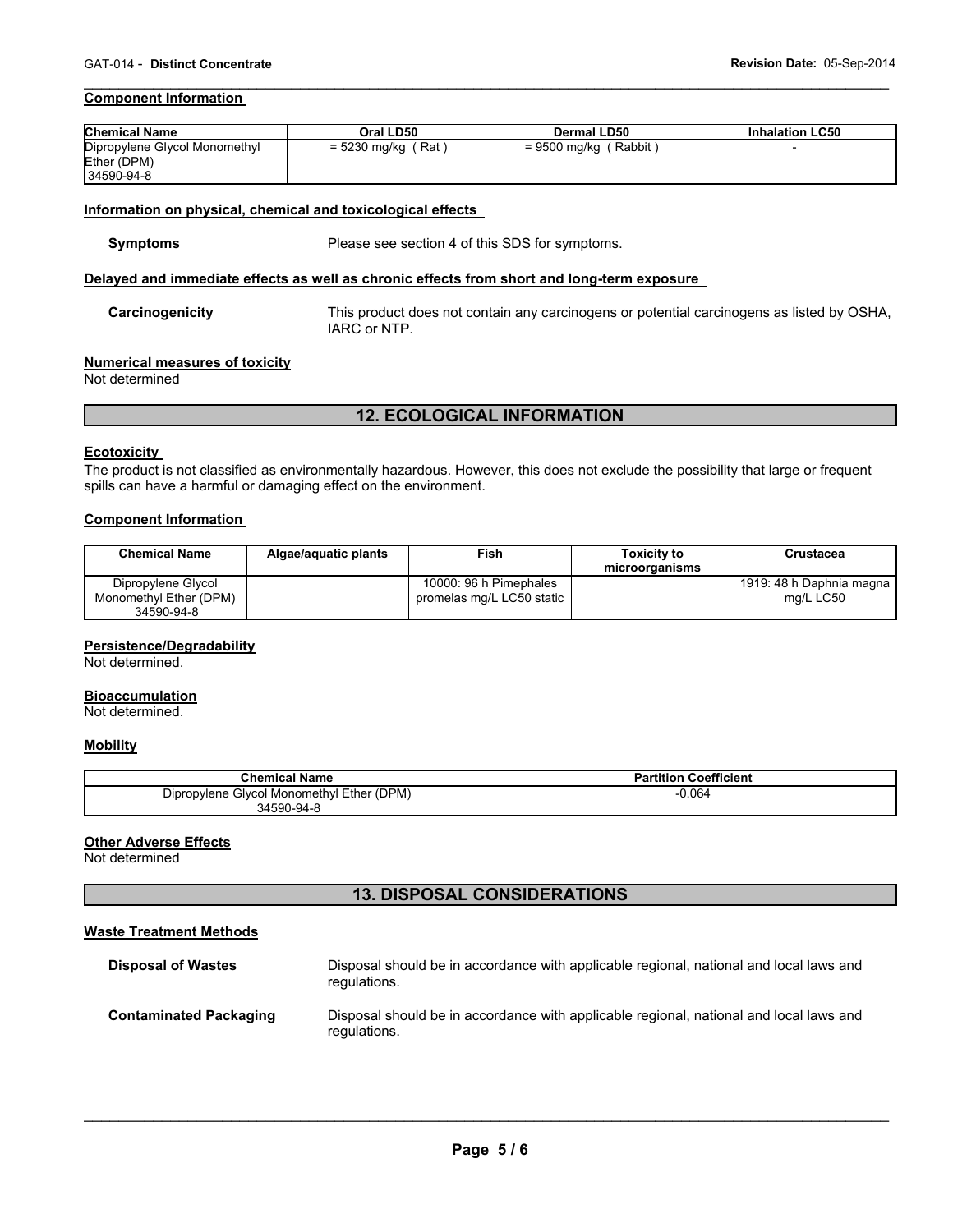#### Component Information

| Chemical Name | Oral LD50 | Dermal LD50 | Inhalation LC50 |
|---|---|---|---|
| Dipropylene Glycol Monomethyl Ether (DPM) 34590-94-8 | = 5230 mg/kg ( Rat ) | = 9500 mg/kg ( Rabbit ) | - |

#### Information on physical, chemical and toxicological effects

**Symptoms** Please see section 4 of this SDS for symptoms.

#### Delayed and immediate effects as well as chronic effects from short and long-term exposure

**Carcinogenicity** This product does not contain any carcinogens or potential carcinogens as listed by OSHA, IARC or NTP.

#### Numerical measures of toxicity

Not determined

## 12. ECOLOGICAL INFORMATION

#### Ecotoxicity

The product is not classified as environmentally hazardous. However, this does not exclude the possibility that large or frequent spills can have a harmful or damaging effect on the environment.

#### Component Information

| Chemical Name | Algae/aquatic plants | Fish | Toxicity to microorganisms | Crustacea |
|---|---|---|---|---|
| Dipropylene Glycol Monomethyl Ether (DPM) 34590-94-8 | | 10000: 96 h Pimephales promelas mg/L LC50 static | | 1919: 48 h Daphnia magna mg/L LC50 |

#### Persistence/Degradability

Not determined.

#### Bioaccumulation

Not determined.

#### Mobility

| Chemical Name | Partition Coefficient |
|---|---|
| Dipropylene Glycol Monomethyl Ether (DPM) 34590-94-8 | -0.064 |

#### Other Adverse Effects

Not determined

## 13. DISPOSAL CONSIDERATIONS

#### Waste Treatment Methods

**Disposal of Wastes** Disposal should be in accordance with applicable regional, national and local laws and regulations.

**Contaminated Packaging** Disposal should be in accordance with applicable regional, national and local laws and regulations.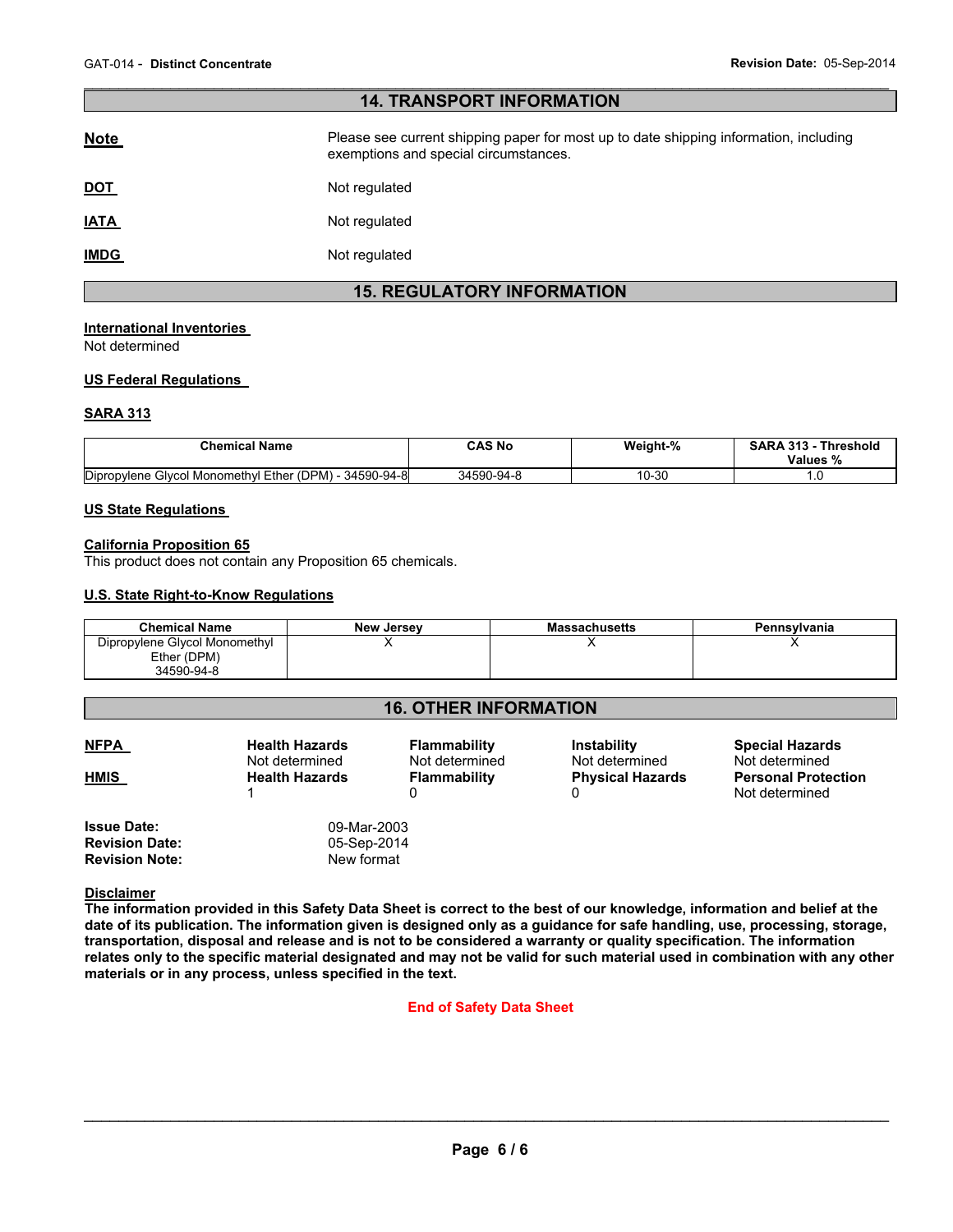## 14. TRANSPORT INFORMATION

**Note**
Please see current shipping paper for most up to date shipping information, including exemptions and special circumstances.

**DOT**
Not regulated

**IATA**
Not regulated

**IMDG**
Not regulated

## 15. REGULATORY INFORMATION

**International Inventories**
Not determined

**US Federal Regulations**

**SARA 313**

| Chemical Name | CAS No | Weight-% | SARA 313 - Threshold Values % |
|---|---|---|---|
| Dipropylene Glycol Monomethyl Ether (DPM) - 34590-94-8 | 34590-94-8 | 10-30 | 1.0 |

**US State Regulations**

**California Proposition 65**
This product does not contain any Proposition 65 chemicals.

**U.S. State Right-to-Know Regulations**

| Chemical Name | New Jersey | Massachusetts | Pennsylvania |
|---|---|---|---|
| Dipropylene Glycol Monomethyl Ether (DPM) 34590-94-8 | X | X | X |

## 16. OTHER INFORMATION

| | | | | |
|---|---|---|---|---|
| **NFPA** | **Health Hazards** Not determined | **Flammability** Not determined | **Instability** Not determined | **Special Hazards** Not determined |
| **HMIS** | **Health Hazards** 1 | **Flammability** 0 | **Physical Hazards** 0 | **Personal Protection** Not determined |

**Issue Date:** 09-Mar-2003
**Revision Date:** 05-Sep-2014
**Revision Note:** New format

**Disclaimer**
**The information provided in this Safety Data Sheet is correct to the best of our knowledge, information and belief at the date of its publication. The information given is designed only as a guidance for safe handling, use, processing, storage, transportation, disposal and release and is not to be considered a warranty or quality specification. The information relates only to the specific material designated and may not be valid for such material used in combination with any other materials or in any process, unless specified in the text.**

**End of Safety Data Sheet**